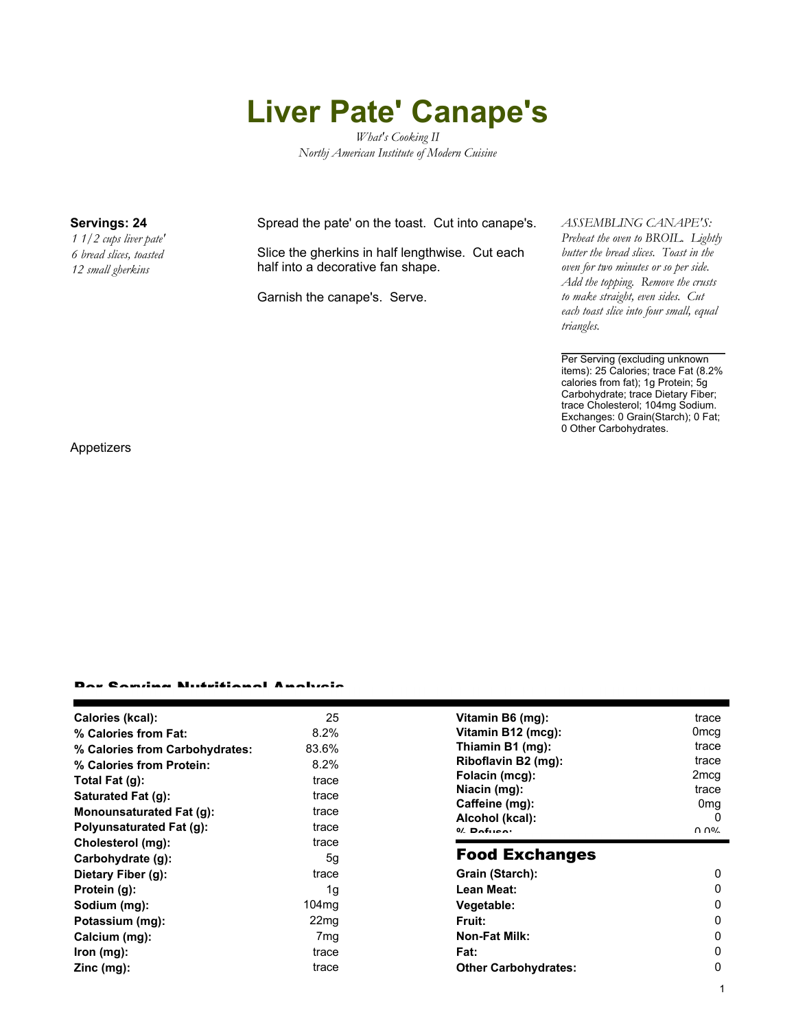# Liver Pate' Canape's

*What's Cooking II*
*Northj American Institute of Modern Cuisine*

**Servings: 24**

*1 1/2 cups liver pate'*
*6 bread slices, toasted*
*12 small gherkins*

Spread the pate' on the toast. Cut into canape's.

Slice the gherkins in half lengthwise. Cut each half into a decorative fan shape.

Garnish the canape's. Serve.

*ASSEMBLING CANAPE'S: Preheat the oven to BROIL. Lightly butter the bread slices. Toast in the oven for two minutes or so per side. Add the topping. Remove the crusts to make straight, even sides. Cut each toast slice into four small, equal triangles.*

Per Serving (excluding unknown items): 25 Calories; trace Fat (8.2% calories from fat); 1g Protein; 5g Carbohydrate; trace Dietary Fiber; trace Cholesterol; 104mg Sodium. Exchanges: 0 Grain(Starch); 0 Fat; 0 Other Carbohydrates.

Appetizers

## Per Serving Nutritional Analysis

| | |
|---|---|
| **Calories (kcal):** | 25 |
| **% Calories from Fat:** | 8.2% |
| **% Calories from Carbohydrates:** | 83.6% |
| **% Calories from Protein:** | 8.2% |
| **Total Fat (g):** | trace |
| **Saturated Fat (g):** | trace |
| **Monounsaturated Fat (g):** | trace |
| **Polyunsaturated Fat (g):** | trace |
| **Cholesterol (mg):** | trace |
| **Carbohydrate (g):** | 5g |
| **Dietary Fiber (g):** | trace |
| **Protein (g):** | 1g |
| **Sodium (mg):** | 104mg |
| **Potassium (mg):** | 22mg |
| **Calcium (mg):** | 7mg |
| **Iron (mg):** | trace |
| **Zinc (mg):** | trace |
| **Vitamin B6 (mg):** | trace |
| **Vitamin B12 (mcg):** | 0mcg |
| **Thiamin B1 (mg):** | trace |
| **Riboflavin B2 (mg):** | trace |
| **Folacin (mcg):** | 2mcg |
| **Niacin (mg):** | trace |
| **Caffeine (mg):** | 0mg |
| **Alcohol (kcal):** | 0 |
| **% Refuse:** | 0.0% |

## Food Exchanges

| | |
|---|---|
| **Grain (Starch):** | 0 |
| **Lean Meat:** | 0 |
| **Vegetable:** | 0 |
| **Fruit:** | 0 |
| **Non-Fat Milk:** | 0 |
| **Fat:** | 0 |
| **Other Carbohydrates:** | 0 |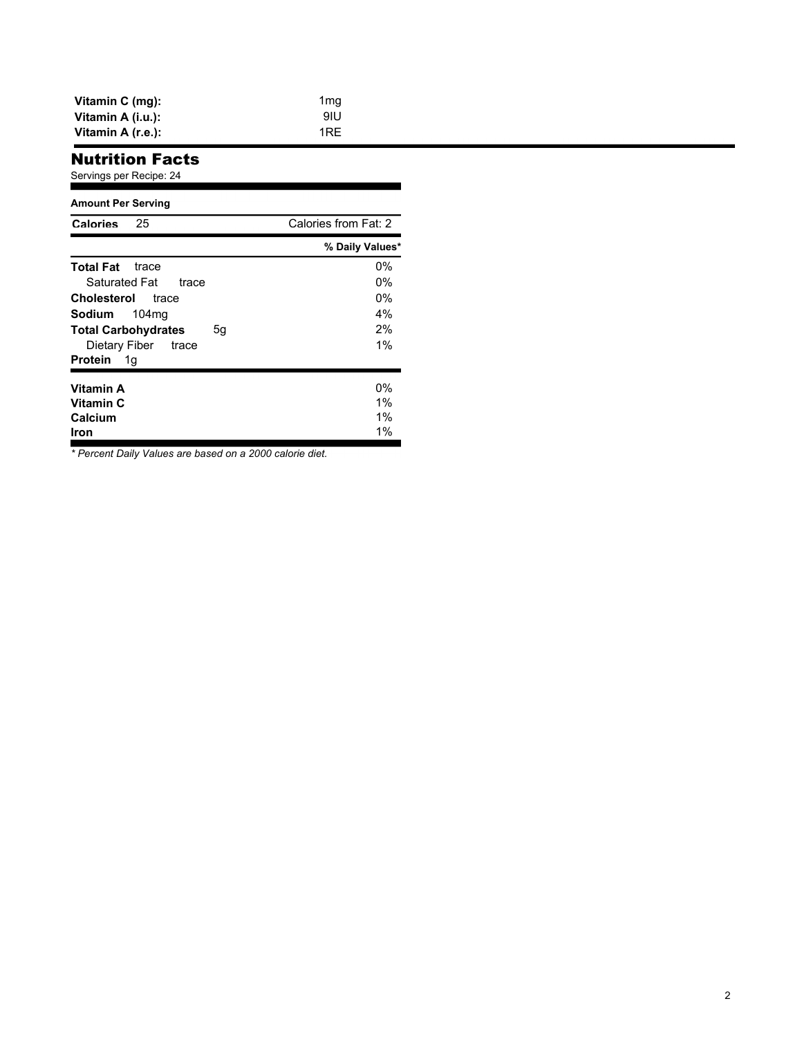| | |
|---|---|
| **Vitamin C (mg):** | 1mg |
| **Vitamin A (i.u.):** | 9IU |
| **Vitamin A (r.e.):** | 1RE |

## Nutrition Facts

Servings per Recipe: 24

**Amount Per Serving**

| | |
|---|---|
| **Calories** 25 | Calories from Fat: 2 |
| | **% Daily Values*** |
| **Total Fat** trace | 0% |
| Saturated Fat trace | 0% |
| **Cholesterol** trace | 0% |
| **Sodium** 104mg | 4% |
| **Total Carbohydrates** 5g | 2% |
| Dietary Fiber trace | 1% |
| **Protein** 1g | |
| **Vitamin A** | 0% |
| **Vitamin C** | 1% |
| **Calcium** | 1% |
| **Iron** | 1% |

*\* Percent Daily Values are based on a 2000 calorie diet.*